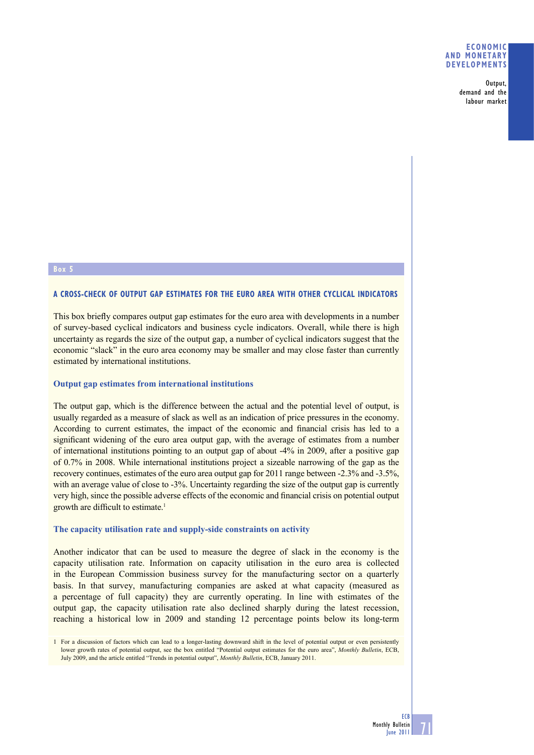## Box 5

### A CROSS-CHECK OF OUTPUT GAP ESTIMATES FOR THE EURO AREA WITH OTHER CYCLICAL INDICATORS

This box briefly compares output gap estimates for the euro area with developments in a number of survey-based cyclical indicators and business cycle indicators. Overall, while there is high uncertainty as regards the size of the output gap, a number of cyclical indicators suggest that the economic "slack" in the euro area economy may be smaller and may close faster than currently estimated by international institutions.

#### Output gap estimates from international institutions

The output gap, which is the difference between the actual and the potential level of output, is usually regarded as a measure of slack as well as an indication of price pressures in the economy. According to current estimates, the impact of the economic and financial crisis has led to a significant widening of the euro area output gap, with the average of estimates from a number of international institutions pointing to an output gap of about -4% in 2009, after a positive gap of 0.7% in 2008. While international institutions project a sizeable narrowing of the gap as the recovery continues, estimates of the euro area output gap for 2011 range between -2.3% and -3.5%, with an average value of close to -3%. Uncertainty regarding the size of the output gap is currently very high, since the possible adverse effects of the economic and financial crisis on potential output growth are difficult to estimate.[1]

#### The capacity utilisation rate and supply-side constraints on activity

Another indicator that can be used to measure the degree of slack in the economy is the capacity utilisation rate. Information on capacity utilisation in the euro area is collected in the European Commission business survey for the manufacturing sector on a quarterly basis. In that survey, manufacturing companies are asked at what capacity (measured as a percentage of full capacity) they are currently operating. In line with estimates of the output gap, the capacity utilisation rate also declined sharply during the latest recession, reaching a historical low in 2009 and standing 12 percentage points below its long-term

1 For a discussion of factors which can lead to a longer-lasting downward shift in the level of potential output or even persistently lower growth rates of potential output, see the box entitled "Potential output estimates for the euro area", *Monthly Bulletin*, ECB, July 2009, and the article entitled "Trends in potential output", *Monthly Bulletin*, ECB, January 2011.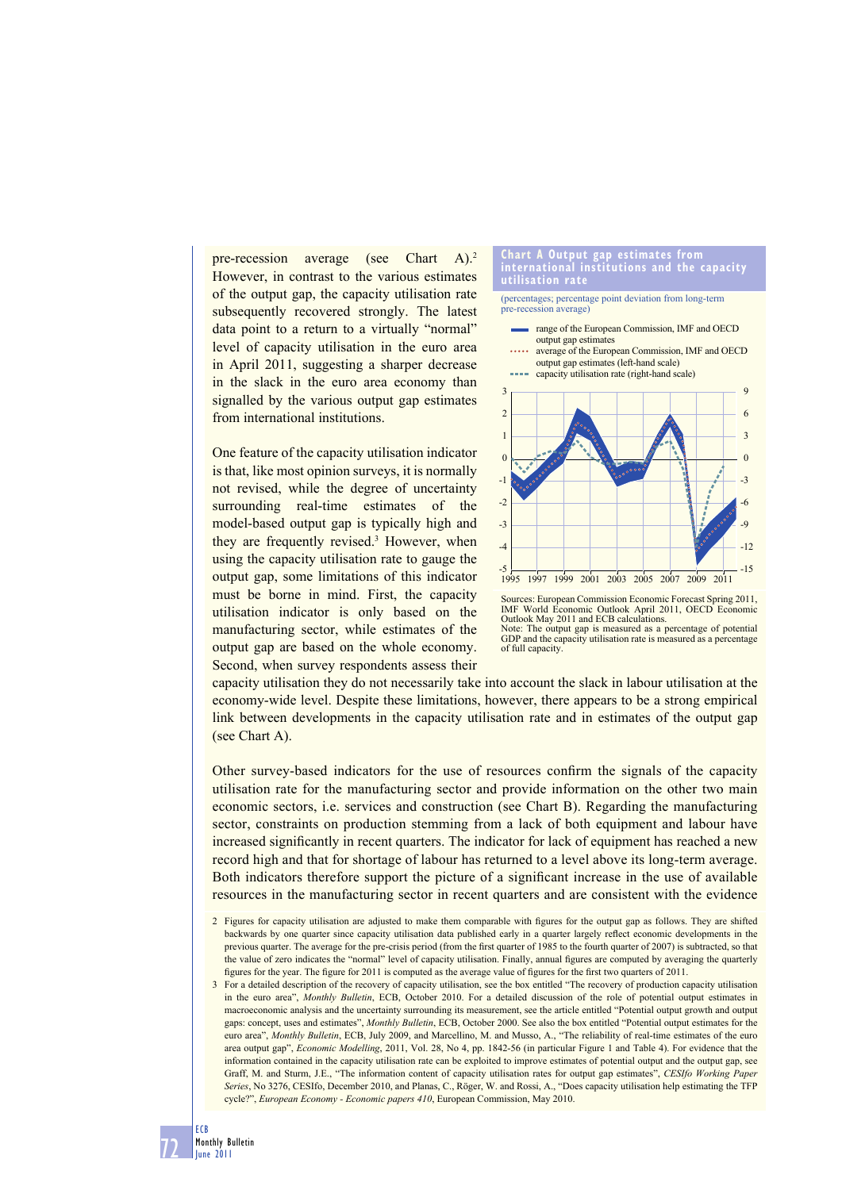pre-recession average (see Chart A).[2] However, in contrast to the various estimates of the output gap, the capacity utilisation rate subsequently recovered strongly. The latest data point to a return to a virtually "normal" level of capacity utilisation in the euro area in April 2011, suggesting a sharper decrease in the slack in the euro area economy than signalled by the various output gap estimates from international institutions.

One feature of the capacity utilisation indicator is that, like most opinion surveys, it is normally not revised, while the degree of uncertainty surrounding real-time estimates of the model-based output gap is typically high and they are frequently revised.[3] However, when using the capacity utilisation rate to gauge the output gap, some limitations of this indicator must be borne in mind. First, the capacity utilisation indicator is only based on the manufacturing sector, while estimates of the output gap are based on the whole economy. Second, when survey respondents assess their capacity utilisation they do not necessarily take into account the slack in labour utilisation at the economy-wide level. Despite these limitations, however, there appears to be a strong empirical link between developments in the capacity utilisation rate and in estimates of the output gap (see Chart A).

**Chart A Output gap estimates from international institutions and the capacity utilisation rate**

(percentages; percentage point deviation from long-term pre-recession average)

- range of the European Commission, IMF and OECD output gap estimates
- average of the European Commission, IMF and OECD output gap estimates (left-hand scale)
- capacity utilisation rate (right-hand scale)

Sources: European Commission Economic Forecast Spring 2011, IMF World Economic Outlook April 2011, OECD Economic Outlook May 2011 and ECB calculations.
Note: The output gap is measured as a percentage of potential GDP and the capacity utilisation rate is measured as a percentage of full capacity.

Other survey-based indicators for the use of resources confirm the signals of the capacity utilisation rate for the manufacturing sector and provide information on the other two main economic sectors, i.e. services and construction (see Chart B). Regarding the manufacturing sector, constraints on production stemming from a lack of both equipment and labour have increased significantly in recent quarters. The indicator for lack of equipment has reached a new record high and that for shortage of labour has returned to a level above its long-term average. Both indicators therefore support the picture of a significant increase in the use of available resources in the manufacturing sector in recent quarters and are consistent with the evidence

2 Figures for capacity utilisation are adjusted to make them comparable with figures for the output gap as follows. They are shifted backwards by one quarter since capacity utilisation data published early in a quarter largely reflect economic developments in the previous quarter. The average for the pre-crisis period (from the first quarter of 1985 to the fourth quarter of 2007) is subtracted, so that the value of zero indicates the "normal" level of capacity utilisation. Finally, annual figures are computed by averaging the quarterly figures for the year. The figure for 2011 is computed as the average value of figures for the first two quarters of 2011.

3 For a detailed description of the recovery of capacity utilisation, see the box entitled "The recovery of production capacity utilisation in the euro area", *Monthly Bulletin*, ECB, October 2010. For a detailed discussion of the role of potential output estimates in macroeconomic analysis and the uncertainty surrounding its measurement, see the article entitled "Potential output growth and output gaps: concept, uses and estimates", *Monthly Bulletin*, ECB, October 2000. See also the box entitled "Potential output estimates for the euro area", *Monthly Bulletin*, ECB, July 2009, and Marcellino, M. and Musso, A., "The reliability of real-time estimates of the euro area output gap", *Economic Modelling*, 2011, Vol. 28, No 4, pp. 1842-56 (in particular Figure 1 and Table 4). For evidence that the information contained in the capacity utilisation rate can be exploited to improve estimates of potential output and the output gap, see Graff, M. and Sturm, J.E., "The information content of capacity utilisation rates for output gap estimates", *CESIfo Working Paper Series*, No 3276, CESIfo, December 2010, and Planas, C., Röger, W. and Rossi, A., "Does capacity utilisation help estimating the TFP cycle?", *European Economy - Economic papers 410*, European Commission, May 2010.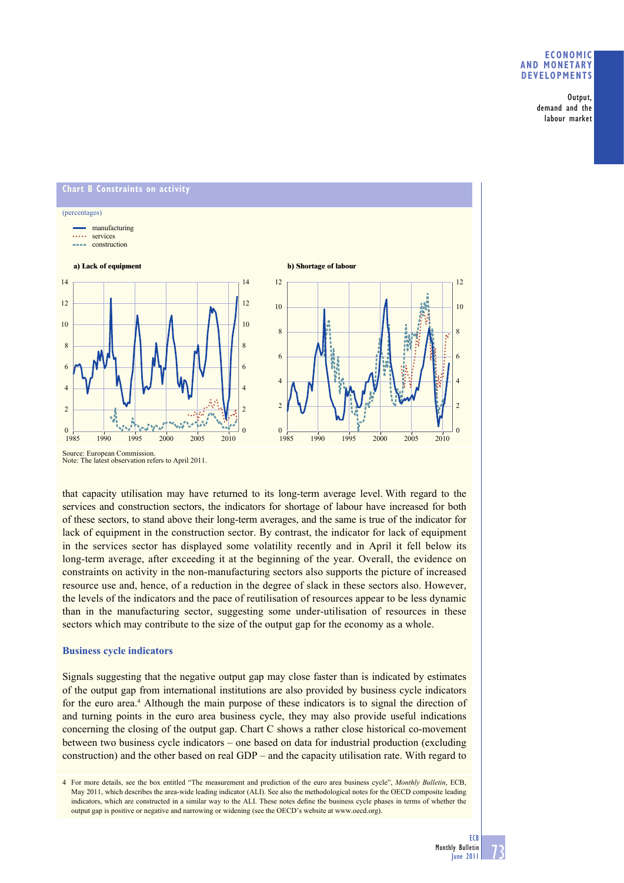**Chart B Constraints on activity**

(percentages)

- manufacturing
- services
- construction

a) Lack of equipment

b) Shortage of labour

Source: European Commission.
Note: The latest observation refers to April 2011.

that capacity utilisation may have returned to its long-term average level. With regard to the services and construction sectors, the indicators for shortage of labour have increased for both of these sectors, to stand above their long-term averages, and the same is true of the indicator for lack of equipment in the construction sector. By contrast, the indicator for lack of equipment in the services sector has displayed some volatility recently and in April it fell below its long-term average, after exceeding it at the beginning of the year. Overall, the evidence on constraints on activity in the non-manufacturing sectors also supports the picture of increased resource use and, hence, of a reduction in the degree of slack in these sectors also. However, the levels of the indicators and the pace of reutilisation of resources appear to be less dynamic than in the manufacturing sector, suggesting some under-utilisation of resources in these sectors which may contribute to the size of the output gap for the economy as a whole.

## Business cycle indicators

Signals suggesting that the negative output gap may close faster than is indicated by estimates of the output gap from international institutions are also provided by business cycle indicators for the euro area.[4] Although the main purpose of these indicators is to signal the direction of and turning points in the euro area business cycle, they may also provide useful indications concerning the closing of the output gap. Chart C shows a rather close historical co-movement between two business cycle indicators – one based on data for industrial production (excluding construction) and the other based on real GDP – and the capacity utilisation rate. With regard to

4 For more details, see the box entitled "The measurement and prediction of the euro area business cycle", *Monthly Bulletin*, ECB, May 2011, which describes the area-wide leading indicator (ALI). See also the methodological notes for the OECD composite leading indicators, which are constructed in a similar way to the ALI. These notes define the business cycle phases in terms of whether the output gap is positive or negative and narrowing or widening (see the OECD's website at www.oecd.org).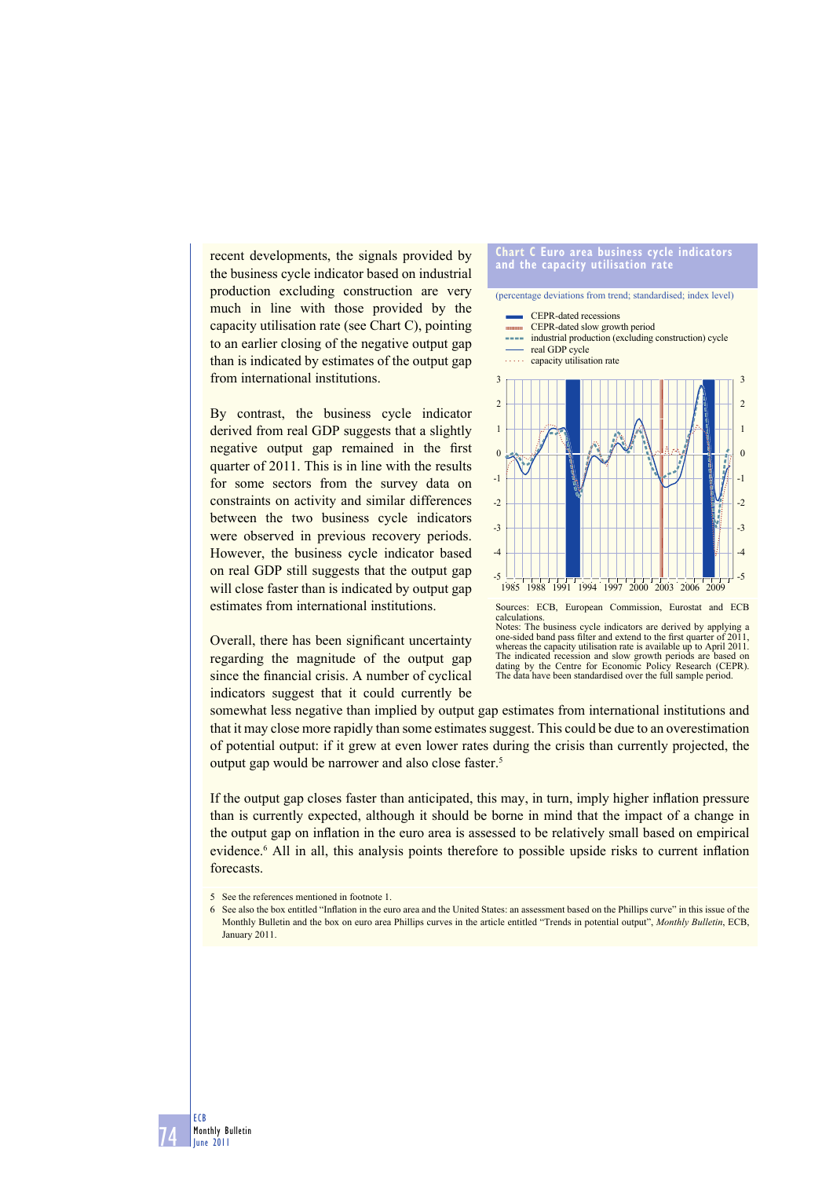recent developments, the signals provided by the business cycle indicator based on industrial production excluding construction are very much in line with those provided by the capacity utilisation rate (see Chart C), pointing to an earlier closing of the negative output gap than is indicated by estimates of the output gap from international institutions.

By contrast, the business cycle indicator derived from real GDP suggests that a slightly negative output gap remained in the first quarter of 2011. This is in line with the results for some sectors from the survey data on constraints on activity and similar differences between the two business cycle indicators were observed in previous recovery periods. However, the business cycle indicator based on real GDP still suggests that the output gap will close faster than is indicated by output gap estimates from international institutions.

**Chart C Euro area business cycle indicators and the capacity utilisation rate**

(percentage deviations from trend; standardised; index level)

CEPR-dated recessions
CEPR-dated slow growth period
industrial production (excluding construction) cycle
real GDP cycle
capacity utilisation rate

3
2
1
0
-1
-2
-3
-4
-5

1985 1988 1991 1994 1997 2000 2003 2006 2009

Sources: ECB, European Commission, Eurostat and ECB calculations.
Notes: The business cycle indicators are derived by applying a one-sided band pass filter and extend to the first quarter of 2011, whereas the capacity utilisation rate is available up to April 2011. The indicated recession and slow growth periods are based on dating by the Centre for Economic Policy Research (CEPR). The data have been standardised over the full sample period.

Overall, there has been significant uncertainty regarding the magnitude of the output gap since the financial crisis. A number of cyclical indicators suggest that it could currently be somewhat less negative than implied by output gap estimates from international institutions and that it may close more rapidly than some estimates suggest. This could be due to an overestimation of potential output: if it grew at even lower rates during the crisis than currently projected, the output gap would be narrower and also close faster.[5]

If the output gap closes faster than anticipated, this may, in turn, imply higher inflation pressure than is currently expected, although it should be borne in mind that the impact of a change in the output gap on inflation in the euro area is assessed to be relatively small based on empirical evidence.[6] All in all, this analysis points therefore to possible upside risks to current inflation forecasts.

5 See the references mentioned in footnote 1.

6 See also the box entitled "Inflation in the euro area and the United States: an assessment based on the Phillips curve" in this issue of the Monthly Bulletin and the box on euro area Phillips curves in the article entitled "Trends in potential output", *Monthly Bulletin*, ECB, January 2011.